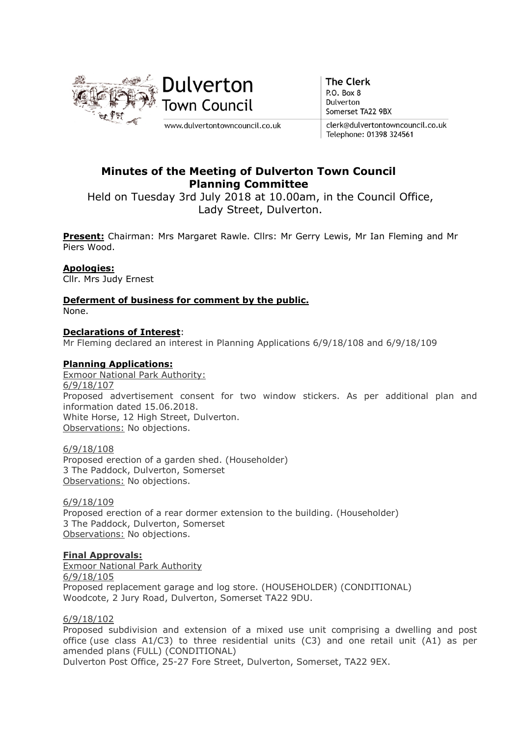Dulverton Town Council

www.dulvertontowncouncil.co.uk

The Clerk
P.O. Box 8
Dulverton
Somerset TA22 9BX

clerk@dulvertontowncouncil.co.uk
Telephone: 01398 324561

# Minutes of the Meeting of Dulverton Town Council Planning Committee

Held on Tuesday 3rd July 2018 at 10.00am, in the Council Office, Lady Street, Dulverton.

**Present:** Chairman: Mrs Margaret Rawle. Cllrs: Mr Gerry Lewis, Mr Ian Fleming and Mr Piers Wood.

**Apologies:**
Cllr. Mrs Judy Ernest

**Deferment of business for comment by the public.**
None.

**Declarations of Interest**:
Mr Fleming declared an interest in Planning Applications 6/9/18/108 and 6/9/18/109

**Planning Applications:**

Exmoor National Park Authority:

6/9/18/107
Proposed advertisement consent for two window stickers. As per additional plan and information dated 15.06.2018.
White Horse, 12 High Street, Dulverton.
Observations: No objections.

6/9/18/108
Proposed erection of a garden shed. (Householder)
3 The Paddock, Dulverton, Somerset
Observations: No objections.

6/9/18/109
Proposed erection of a rear dormer extension to the building. (Householder)
3 The Paddock, Dulverton, Somerset
Observations: No objections.

**Final Approvals:**

Exmoor National Park Authority

6/9/18/105
Proposed replacement garage and log store. (HOUSEHOLDER) (CONDITIONAL)
Woodcote, 2 Jury Road, Dulverton, Somerset TA22 9DU.

6/9/18/102
Proposed subdivision and extension of a mixed use unit comprising a dwelling and post office (use class A1/C3) to three residential units (C3) and one retail unit (A1) as per amended plans (FULL) (CONDITIONAL)
Dulverton Post Office, 25-27 Fore Street, Dulverton, Somerset, TA22 9EX.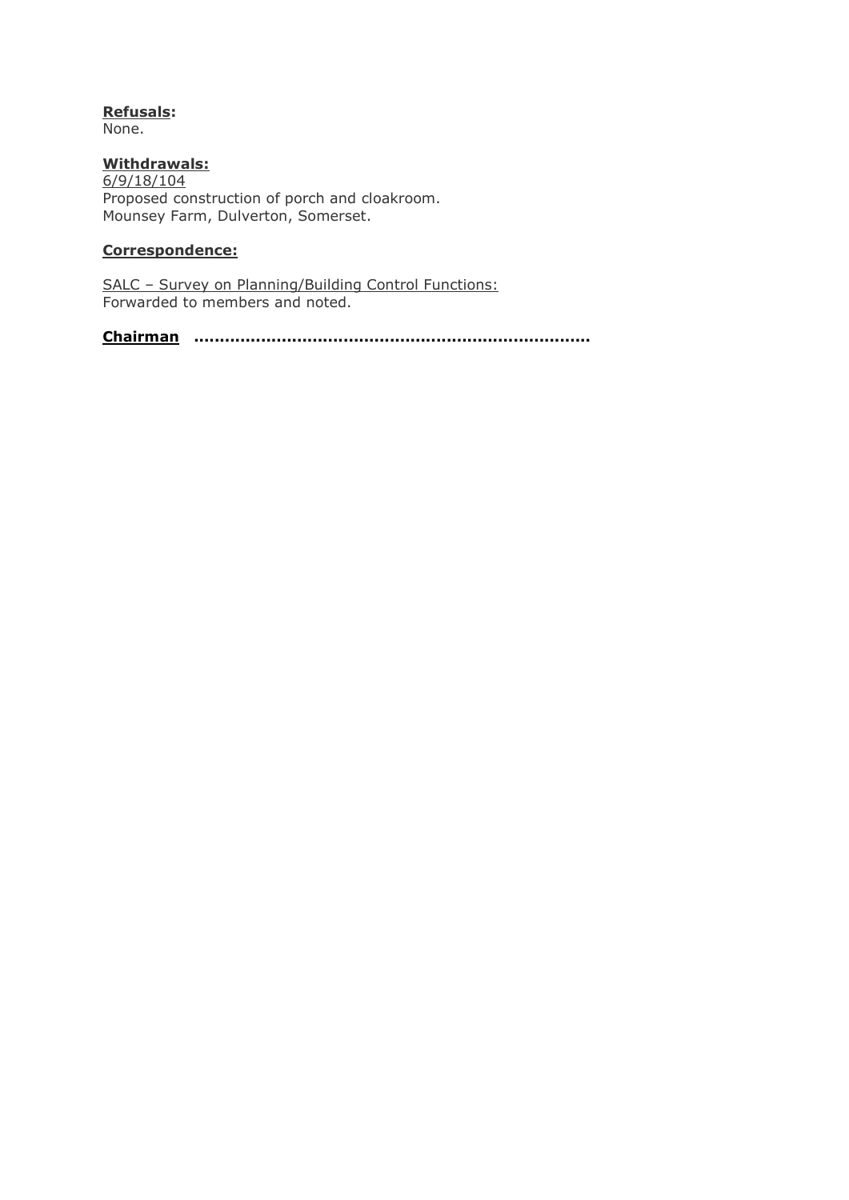**Refusals:**
None.

**Withdrawals:**
6/9/18/104
Proposed construction of porch and cloakroom.
Mounsey Farm, Dulverton, Somerset.

**Correspondence:**

SALC – Survey on Planning/Building Control Functions:
Forwarded to members and noted.

**Chairman** ........................................................................